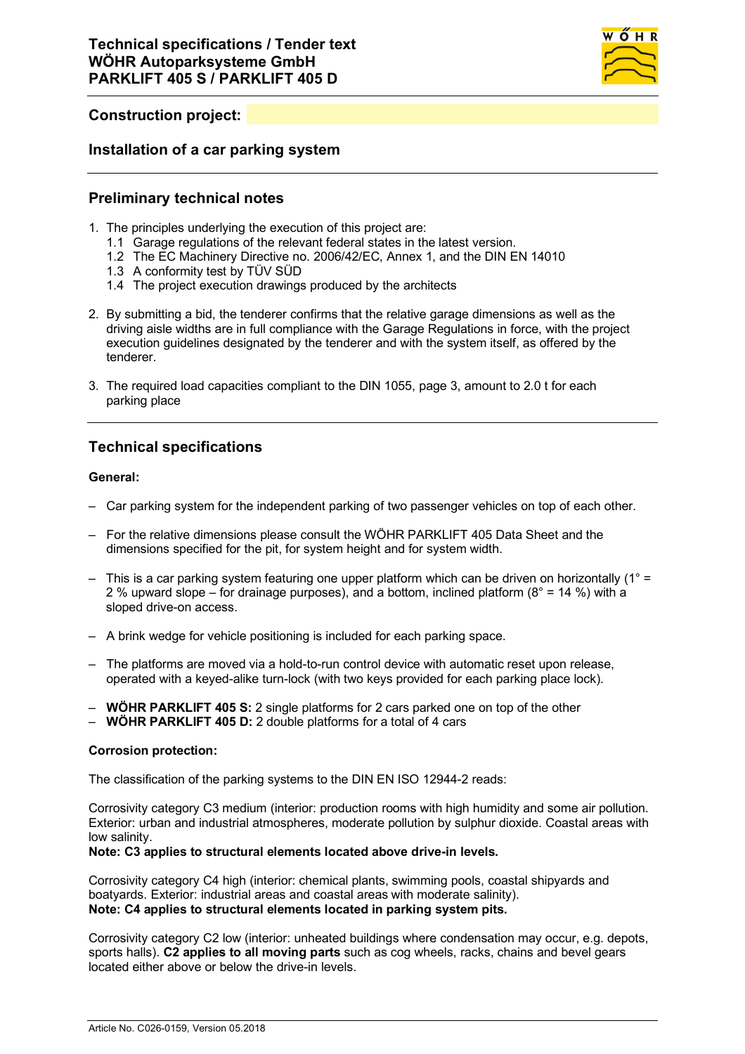# Technical specifications / Tender text
# WÖHR Autoparksysteme GmbH
# PARKLIFT 405 S / PARKLIFT 405 D

**Construction project:**

## Installation of a car parking system

## Preliminary technical notes

1. The principles underlying the execution of this project are:
   1.1 Garage regulations of the relevant federal states in the latest version.
   1.2 The EC Machinery Directive no. 2006/42/EC, Annex 1, and the DIN EN 14010
   1.3 A conformity test by TÜV SÜD
   1.4 The project execution drawings produced by the architects

2. By submitting a bid, the tenderer confirms that the relative garage dimensions as well as the driving aisle widths are in full compliance with the Garage Regulations in force, with the project execution guidelines designated by the tenderer and with the system itself, as offered by the tenderer.

3. The required load capacities compliant to the DIN 1055, page 3, amount to 2.0 t for each parking place

## Technical specifications

**General:**

– Car parking system for the independent parking of two passenger vehicles on top of each other.

– For the relative dimensions please consult the WÖHR PARKLIFT 405 Data Sheet and the dimensions specified for the pit, for system height and for system width.

– This is a car parking system featuring one upper platform which can be driven on horizontally (1° = 2 % upward slope – for drainage purposes), and a bottom, inclined platform (8° = 14 %) with a sloped drive-on access.

– A brink wedge for vehicle positioning is included for each parking space.

– The platforms are moved via a hold-to-run control device with automatic reset upon release, operated with a keyed-alike turn-lock (with two keys provided for each parking place lock).

– **WÖHR PARKLIFT 405 S:** 2 single platforms for 2 cars parked one on top of the other
– **WÖHR PARKLIFT 405 D:** 2 double platforms for a total of 4 cars

**Corrosion protection:**

The classification of the parking systems to the DIN EN ISO 12944-2 reads:

Corrosivity category C3 medium (interior: production rooms with high humidity and some air pollution. Exterior: urban and industrial atmospheres, moderate pollution by sulphur dioxide. Coastal areas with low salinity.
**Note: C3 applies to structural elements located above drive-in levels.**

Corrosivity category C4 high (interior: chemical plants, swimming pools, coastal shipyards and boatyards. Exterior: industrial areas and coastal areas with moderate salinity).
**Note: C4 applies to structural elements located in parking system pits.**

Corrosivity category C2 low (interior: unheated buildings where condensation may occur, e.g. depots, sports halls). **C2 applies to all moving parts** such as cog wheels, racks, chains and bevel gears located either above or below the drive-in levels.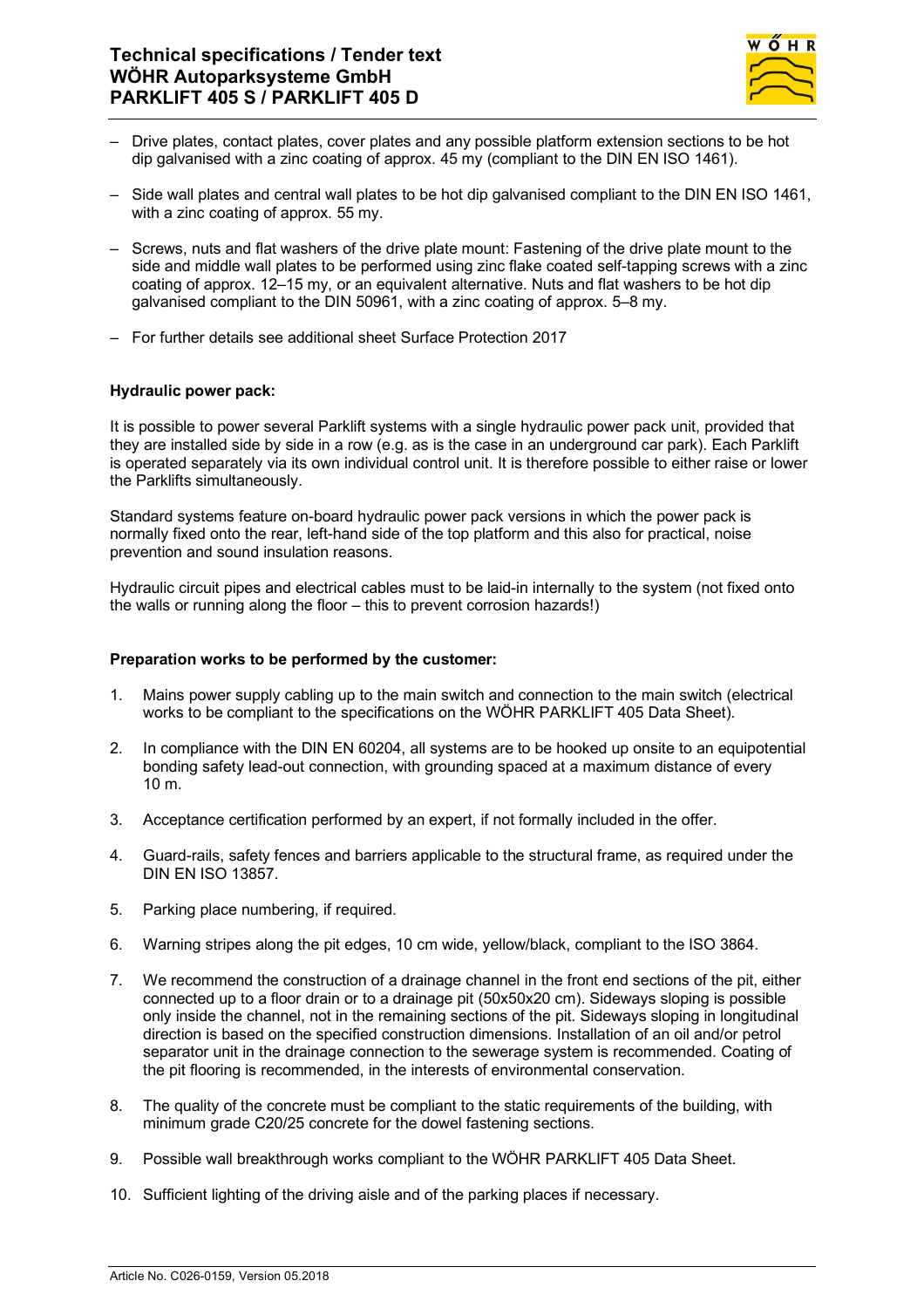- Drive plates, contact plates, cover plates and any possible platform extension sections to be hot dip galvanised with a zinc coating of approx. 45 my (compliant to the DIN EN ISO 1461).
- Side wall plates and central wall plates to be hot dip galvanised compliant to the DIN EN ISO 1461, with a zinc coating of approx. 55 my.
- Screws, nuts and flat washers of the drive plate mount: Fastening of the drive plate mount to the side and middle wall plates to be performed using zinc flake coated self-tapping screws with a zinc coating of approx. 12–15 my, or an equivalent alternative. Nuts and flat washers to be hot dip galvanised compliant to the DIN 50961, with a zinc coating of approx. 5–8 my.
- For further details see additional sheet Surface Protection 2017

**Hydraulic power pack:**

It is possible to power several Parklift systems with a single hydraulic power pack unit, provided that they are installed side by side in a row (e.g. as is the case in an underground car park). Each Parklift is operated separately via its own individual control unit. It is therefore possible to either raise or lower the Parklifts simultaneously.

Standard systems feature on-board hydraulic power pack versions in which the power pack is normally fixed onto the rear, left-hand side of the top platform and this also for practical, noise prevention and sound insulation reasons.

Hydraulic circuit pipes and electrical cables must to be laid-in internally to the system (not fixed onto the walls or running along the floor – this to prevent corrosion hazards!)

**Preparation works to be performed by the customer:**

1. Mains power supply cabling up to the main switch and connection to the main switch (electrical works to be compliant to the specifications on the WÖHR PARKLIFT 405 Data Sheet).
2. In compliance with the DIN EN 60204, all systems are to be hooked up onsite to an equipotential bonding safety lead-out connection, with grounding spaced at a maximum distance of every 10 m.
3. Acceptance certification performed by an expert, if not formally included in the offer.
4. Guard-rails, safety fences and barriers applicable to the structural frame, as required under the DIN EN ISO 13857.
5. Parking place numbering, if required.
6. Warning stripes along the pit edges, 10 cm wide, yellow/black, compliant to the ISO 3864.
7. We recommend the construction of a drainage channel in the front end sections of the pit, either connected up to a floor drain or to a drainage pit (50x50x20 cm). Sideways sloping is possible only inside the channel, not in the remaining sections of the pit. Sideways sloping in longitudinal direction is based on the specified construction dimensions. Installation of an oil and/or petrol separator unit in the drainage connection to the sewerage system is recommended. Coating of the pit flooring is recommended, in the interests of environmental conservation.
8. The quality of the concrete must be compliant to the static requirements of the building, with minimum grade C20/25 concrete for the dowel fastening sections.
9. Possible wall breakthrough works compliant to the WÖHR PARKLIFT 405 Data Sheet.
10. Sufficient lighting of the driving aisle and of the parking places if necessary.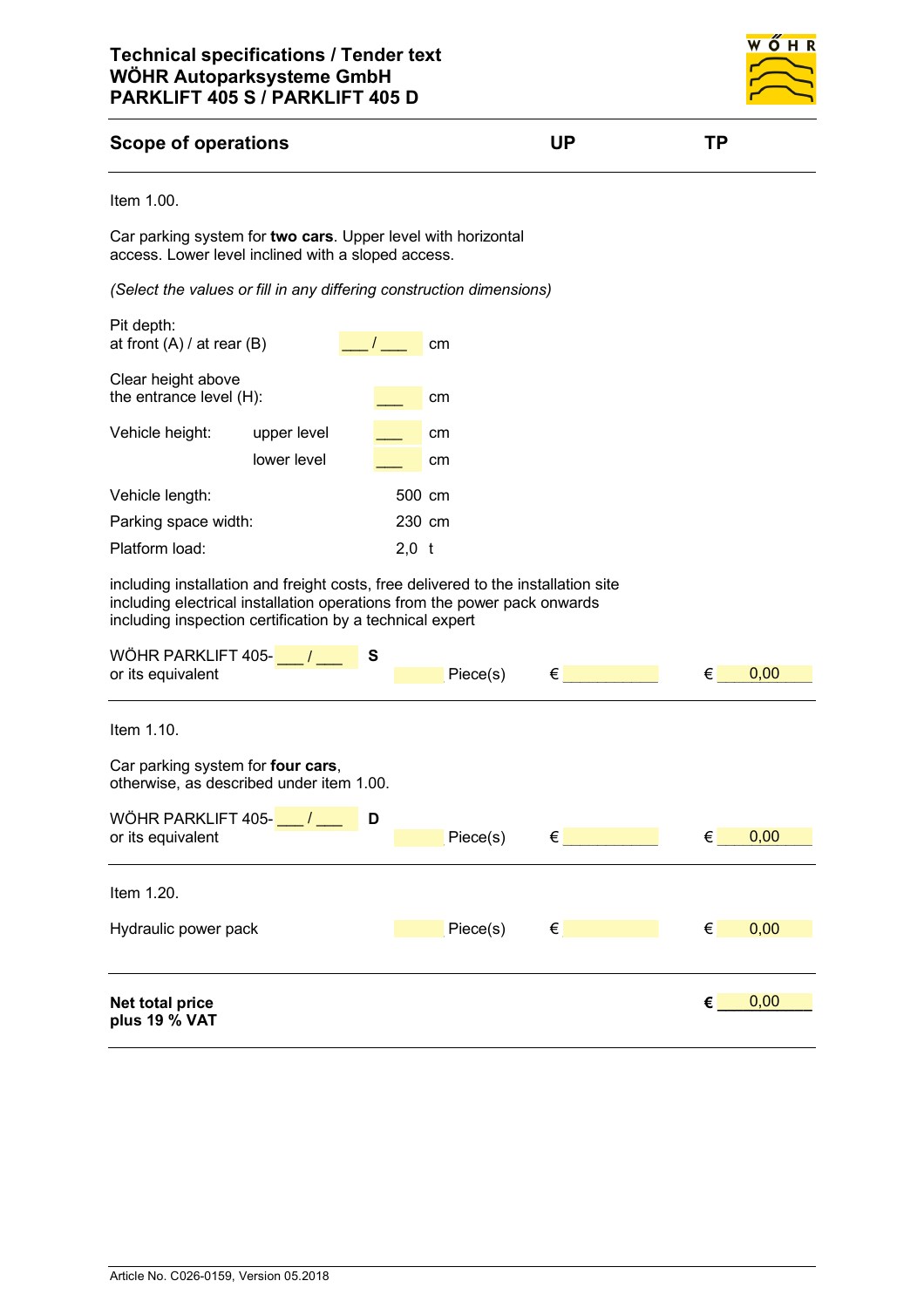## Technical specifications / Tender text
## WÖHR Autoparksysteme GmbH
## PARKLIFT 405 S / PARKLIFT 405 D

| Scope of operations | | UP | TP |
|---|---|---|---|

Item 1.00.

Car parking system for **two cars**. Upper level with horizontal access. Lower level inclined with a sloped access.

*(Select the values or fill in any differing construction dimensions)*

Pit depth:
at front (A) / at rear (B) ___ / ___ cm

Clear height above
the entrance level (H): ___ cm

Vehicle height: upper level ___ cm
lower level ___ cm

Vehicle length: 500 cm

Parking space width: 230 cm

Platform load: 2,0 t

including installation and freight costs, free delivered to the installation site
including electrical installation operations from the power pack onwards
including inspection certification by a technical expert

| | | UP | TP |
|---|---|---|---|
| WÖHR PARKLIFT 405- ___ / ___ **S** or its equivalent | Piece(s) | € ___________ | € 0,00 |

Item 1.10.

Car parking system for **four cars**,
otherwise, as described under item 1.00.

| | | UP | TP |
|---|---|---|---|
| WÖHR PARKLIFT 405- ___ / ___ **D** or its equivalent | Piece(s) | € ___________ | € 0,00 |

Item 1.20.

| | | UP | TP |
|---|---|---|---|
| Hydraulic power pack | Piece(s) | € | € 0,00 |

**Net total price**
**plus 19 % VAT** **€ 0,00**

Article No. C026-0159, Version 05.2018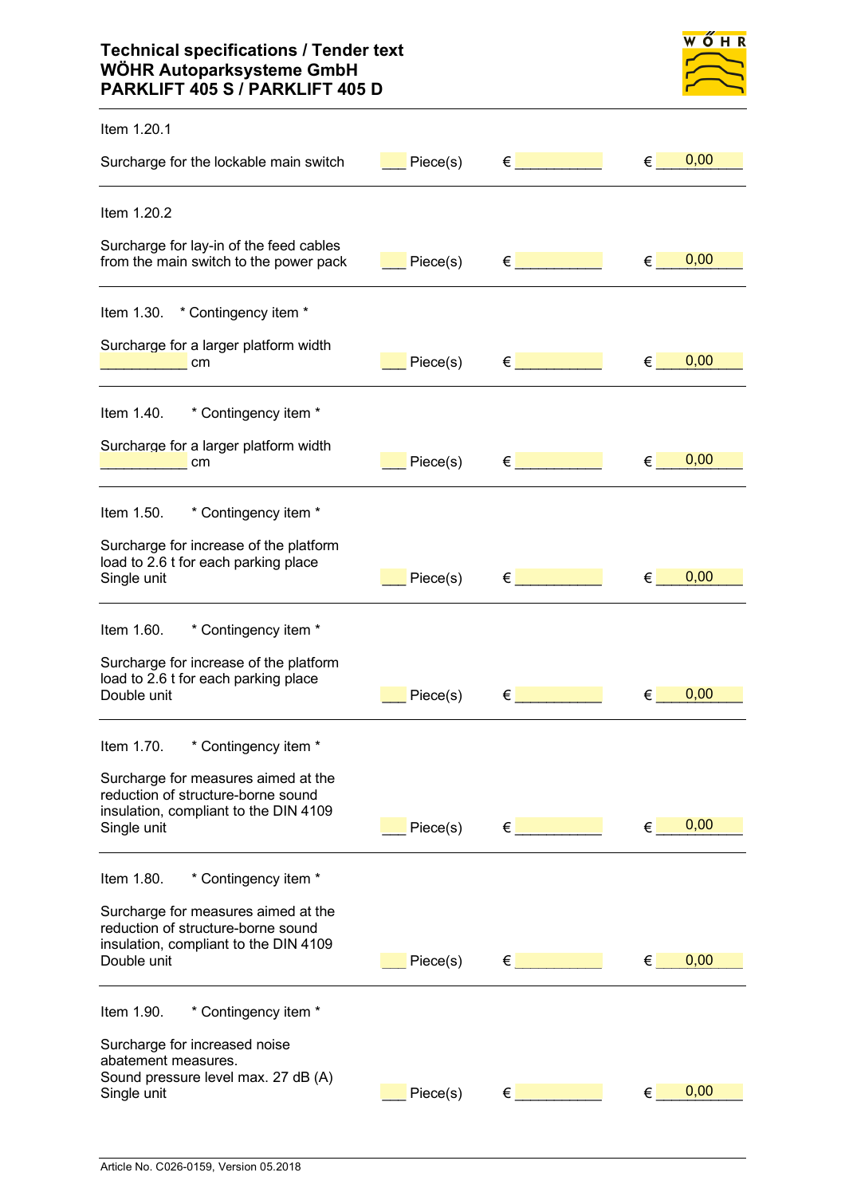Item 1.20.1

Surcharge for the lockable main switch ___ Piece(s) € __________ € 0,00

---

Item 1.20.2

Surcharge for lay-in of the feed cables from the main switch to the power pack ___ Piece(s) € __________ € 0,00

---

Item 1.30. * Contingency item *

Surcharge for a larger platform width __________ cm ___ Piece(s) € __________ € 0,00

---

Item 1.40. * Contingency item *

Surcharge for a larger platform width __________ cm ___ Piece(s) € __________ € 0,00

---

Item 1.50. * Contingency item *

Surcharge for increase of the platform load to 2.6 t for each parking place
Single unit ___ Piece(s) € __________ € 0,00

---

Item 1.60. * Contingency item *

Surcharge for increase of the platform load to 2.6 t for each parking place
Double unit ___ Piece(s) € __________ € 0,00

---

Item 1.70. * Contingency item *

Surcharge for measures aimed at the reduction of structure-borne sound insulation, compliant to the DIN 4109
Single unit ___ Piece(s) € __________ € 0,00

---

Item 1.80. * Contingency item *

Surcharge for measures aimed at the reduction of structure-borne sound insulation, compliant to the DIN 4109
Double unit ___ Piece(s) € __________ € 0,00

---

Item 1.90. * Contingency item *

Surcharge for increased noise abatement measures.
Sound pressure level max. 27 dB (A)
Single unit ___ Piece(s) € __________ € 0,00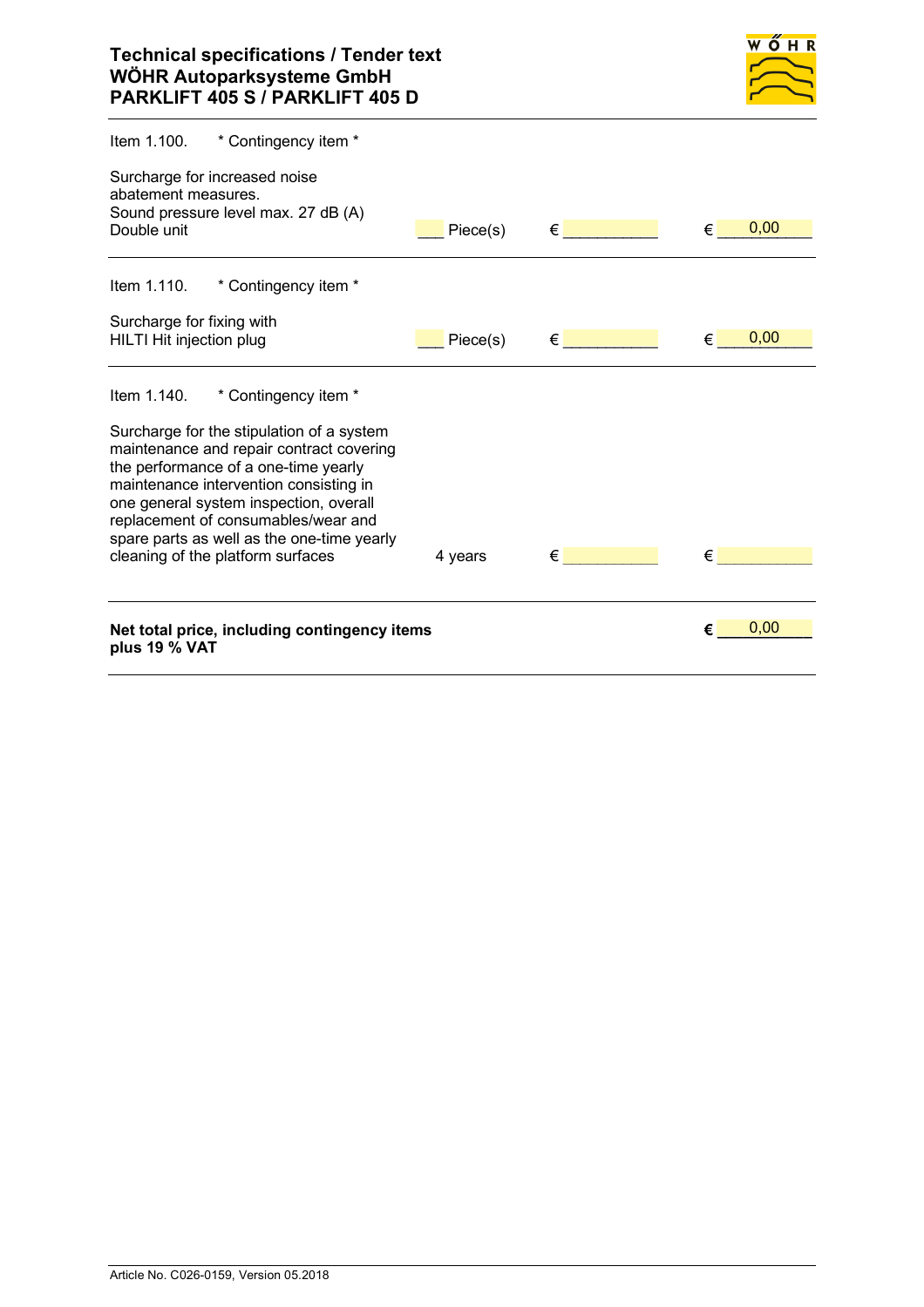Item 1.100. * Contingency item *

| | | | |
|---|---|---|---|
| Surcharge for increased noise abatement measures. Sound pressure level max. 27 dB (A) Double unit | ___ Piece(s) | € ___________ | € 0,00 |

Item 1.110. * Contingency item *

| | | | |
|---|---|---|---|
| Surcharge for fixing with HILTI Hit injection plug | ___ Piece(s) | € ___________ | € 0,00 |

Item 1.140. * Contingency item *

| | | | |
|---|---|---|---|
| Surcharge for the stipulation of a system maintenance and repair contract covering the performance of a one-time yearly maintenance intervention consisting in one general system inspection, overall replacement of consumables/wear and spare parts as well as the one-time yearly cleaning of the platform surfaces | 4 years | € ___________ | € ___________ |

**Net total price, including contingency items plus 19 % VAT** **€ 0,00**

Article No. C026-0159, Version 05.2018